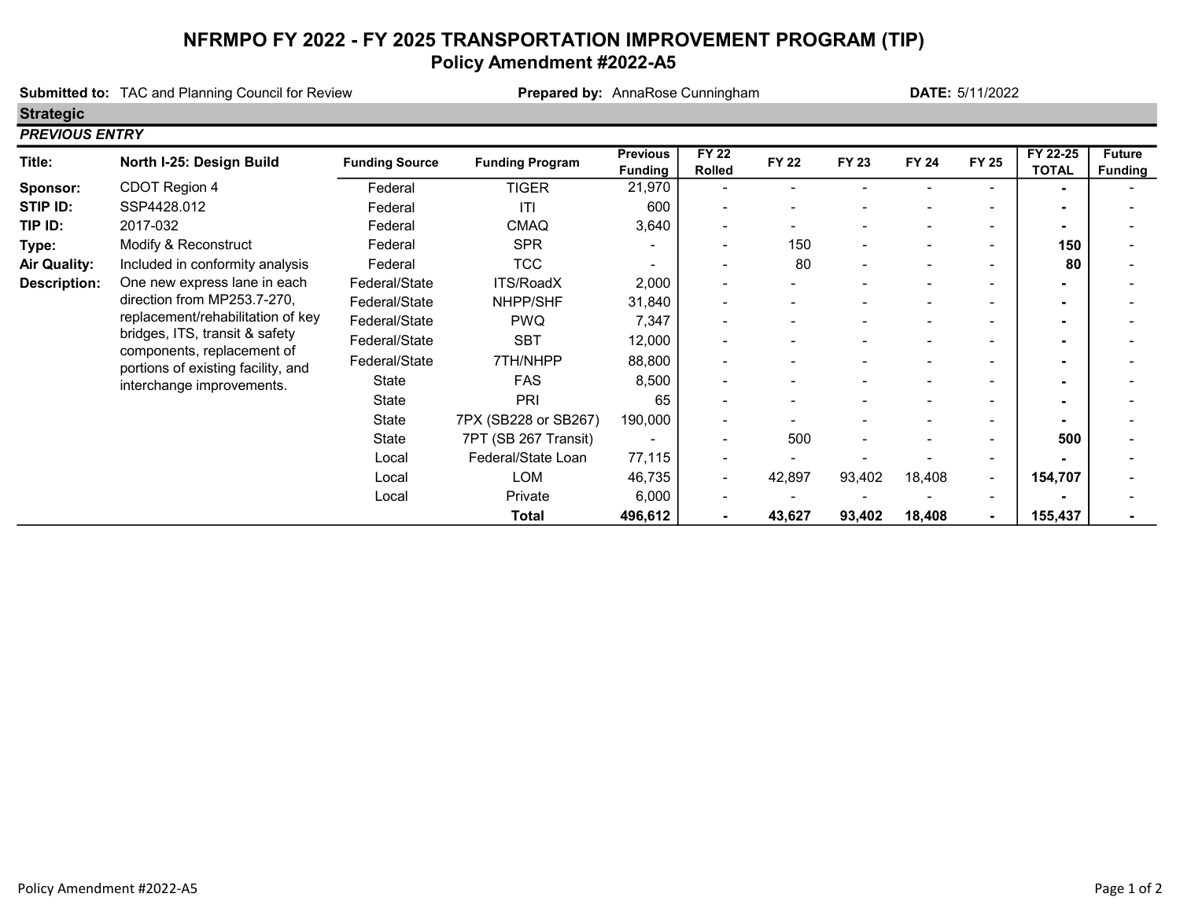# NFRMPO FY 2022 - FY 2025 TRANSPORTATION IMPROVEMENT PROGRAM (TIP)

## Policy Amendment #2022-A5

**Submitted to:** TAC and Planning Council for Review **Prepared by:** AnnaRose Cunningham **DATE:** 5/11/2022

### Strategic

***PREVIOUS ENTRY***

| Title: | North I-25: Design Build | Funding Source | Funding Program | Previous Funding | FY 22 Rolled | FY 22 | FY 23 | FY 24 | FY 25 | FY 22-25 TOTAL | Future Funding |
|---|---|---|---|---|---|---|---|---|---|---|---|
| Sponsor: | CDOT Region 4 | Federal | TIGER | 21,970 | - | - | - | - | - | **-** | - |
| STIP ID: | SSP4428.012 | Federal | ITI | 600 | - | - | - | - | - | **-** | - |
| TIP ID: | 2017-032 | Federal | CMAQ | 3,640 | - | - | - | - | - | **-** | - |
| Type: | Modify & Reconstruct | Federal | SPR | - | - | 150 | - | - | - | **150** | - |
| Air Quality: | Included in conformity analysis | Federal | TCC | - | - | 80 | - | - | - | **80** | - |
| Description: | One new express lane in each direction from MP253.7-270, replacement/rehabilitation of key bridges, ITS, transit & safety components, replacement of portions of existing facility, and interchange improvements. | Federal/State | ITS/RoadX | 2,000 | - | - | - | - | - | **-** | - |
| | | Federal/State | NHPP/SHF | 31,840 | - | - | - | - | - | **-** | - |
| | | Federal/State | PWQ | 7,347 | - | - | - | - | - | **-** | - |
| | | Federal/State | SBT | 12,000 | - | - | - | - | - | **-** | - |
| | | Federal/State | 7TH/NHPP | 88,800 | - | - | - | - | - | **-** | - |
| | | State | FAS | 8,500 | - | - | - | - | - | **-** | - |
| | | State | PRI | 65 | - | - | - | - | - | **-** | - |
| | | State | 7PX (SB228 or SB267) | 190,000 | - | - | - | - | - | **-** | - |
| | | State | 7PT (SB 267 Transit) | - | - | 500 | - | - | - | **500** | - |
| | | Local | Federal/State Loan | 77,115 | - | - | - | - | - | **-** | - |
| | | Local | LOM | 46,735 | - | 42,897 | 93,402 | 18,408 | - | **154,707** | - |
| | | Local | Private | 6,000 | - | - | - | - | - | **-** | - |
| | | | **Total** | **496,612** | **-** | **43,627** | **93,402** | **18,408** | **-** | **155,437** | **-** |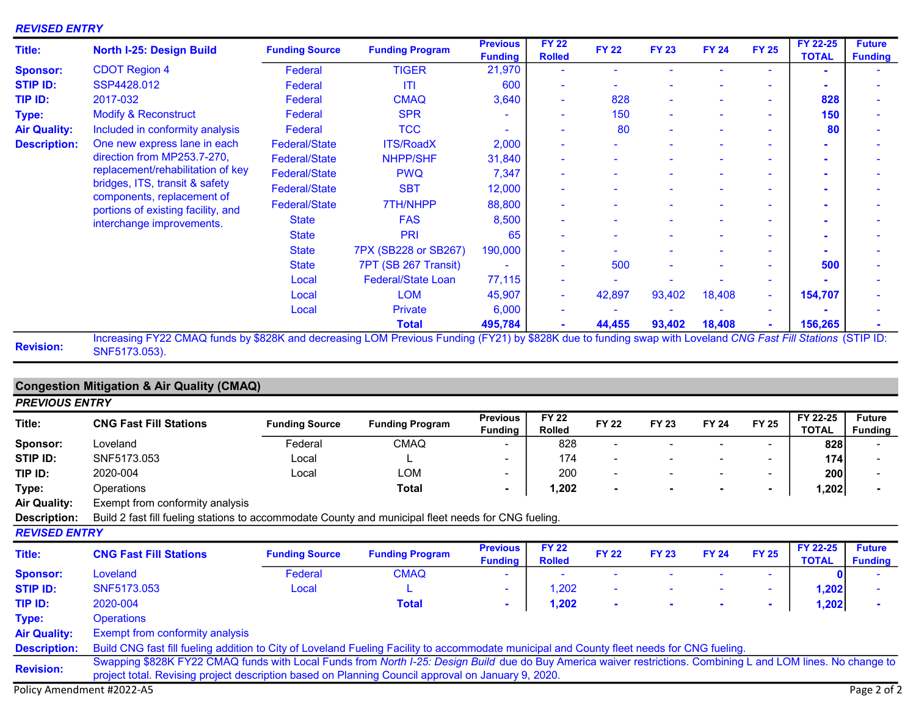***REVISED ENTRY***

| | | Funding Source | Funding Program | Previous Funding | FY 22 Rolled | FY 22 | FY 23 | FY 24 | FY 25 | FY 22-25 TOTAL | Future Funding |
|---|---|---|---|---|---|---|---|---|---|---|---|
| **Title:** | **North I-25: Design Build** | Federal | TIGER | 21,970 | - | - | - | - | - | - | - |
| **Sponsor:** | CDOT Region 4 | Federal | ITI | 600 | - | - | - | - | - | - | - |
| **STIP ID:** | SSP4428.012 | Federal | CMAQ | 3,640 | - | 828 | - | - | - | **828** | - |
| **TIP ID:** | 2017-032 | Federal | SPR | - | - | 150 | - | - | - | **150** | - |
| **Type:** | Modify & Reconstruct | Federal | TCC | - | - | 80 | - | - | - | **80** | - |
| **Air Quality:** | Included in conformity analysis | Federal/State | ITS/RoadX | 2,000 | - | - | - | - | - | - | - |
| **Description:** | One new express lane in each direction from MP253.7-270, replacement/rehabilitation of key bridges, ITS, transit & safety components, replacement of portions of existing facility, and interchange improvements. | Federal/State | NHPP/SHF | 31,840 | - | - | - | - | - | - | - |
| | | Federal/State | PWQ | 7,347 | - | - | - | - | - | - | - |
| | | Federal/State | SBT | 12,000 | - | - | - | - | - | - | - |
| | | Federal/State | 7TH/NHPP | 88,800 | - | - | - | - | - | - | - |
| | | State | FAS | 8,500 | - | - | - | - | - | - | - |
| | | State | PRI | 65 | - | - | - | - | - | - | - |
| | | State | 7PX (SB228 or SB267) | 190,000 | - | - | - | - | - | - | - |
| | | State | 7PT (SB 267 Transit) | - | - | 500 | - | - | - | **500** | - |
| | | Local | Federal/State Loan | 77,115 | - | - | - | - | - | - | - |
| | | Local | LOM | 45,907 | - | 42,897 | 93,402 | 18,408 | - | **154,707** | - |
| | | Local | Private | 6,000 | - | - | - | - | - | - | - |
| | | | **Total** | **495,784** | **-** | **44,455** | **93,402** | **18,408** | **-** | **156,265** | **-** |

**Revision:** Increasing FY22 CMAQ funds by $828K and decreasing LOM Previous Funding (FY21) by $828K due to funding swap with Loveland *CNG Fast Fill Stations* (STIP ID: SNF5173.053).

## Congestion Mitigation & Air Quality (CMAQ)

***PREVIOUS ENTRY***

| | | Funding Source | Funding Program | Previous Funding | FY 22 Rolled | FY 22 | FY 23 | FY 24 | FY 25 | FY 22-25 TOTAL | Future Funding |
|---|---|---|---|---|---|---|---|---|---|---|---|
| **Title:** | **CNG Fast Fill Stations** | | | | | | | | | | |
| **Sponsor:** | Loveland | Federal | CMAQ | - | 828 | - | - | - | - | **828** | - |
| **STIP ID:** | SNF5173.053 | Local | L | - | 174 | - | - | - | - | **174** | - |
| **TIP ID:** | 2020-004 | Local | LOM | - | 200 | - | - | - | - | **200** | - |
| **Type:** | Operations | | **Total** | **-** | **1,202** | **-** | **-** | **-** | **-** | **1,202** | **-** |
| **Air Quality:** | Exempt from conformity analysis | | | | | | | | | | |

**Description:** Build 2 fast fill fueling stations to accommodate County and municipal fleet needs for CNG fueling.

***REVISED ENTRY***

| | | Funding Source | Funding Program | Previous Funding | FY 22 Rolled | FY 22 | FY 23 | FY 24 | FY 25 | FY 22-25 TOTAL | Future Funding |
|---|---|---|---|---|---|---|---|---|---|---|---|
| **Title:** | **CNG Fast Fill Stations** | | | | | | | | | | |
| **Sponsor:** | Loveland | Federal | CMAQ | - | - | - | - | - | - | **0** | - |
| **STIP ID:** | SNF5173.053 | Local | L | - | 1,202 | - | - | - | - | **1,202** | - |
| **TIP ID:** | 2020-004 | | **Total** | **-** | **1,202** | **-** | **-** | **-** | **-** | **1,202** | **-** |
| **Type:** | Operations | | | | | | | | | | |
| **Air Quality:** | Exempt from conformity analysis | | | | | | | | | | |

**Description:** Build CNG fast fill fueling addition to City of Loveland Fueling Facility to accommodate municipal and County fleet needs for CNG fueling.

**Revision:** Swapping $828K FY22 CMAQ funds with Local Funds from *North I-25: Design Build* due do Buy America waiver restrictions. Combining L and LOM lines. No change to project total. Revising project description based on Planning Council approval on January 9, 2020.

Policy Amendment #2022-A5